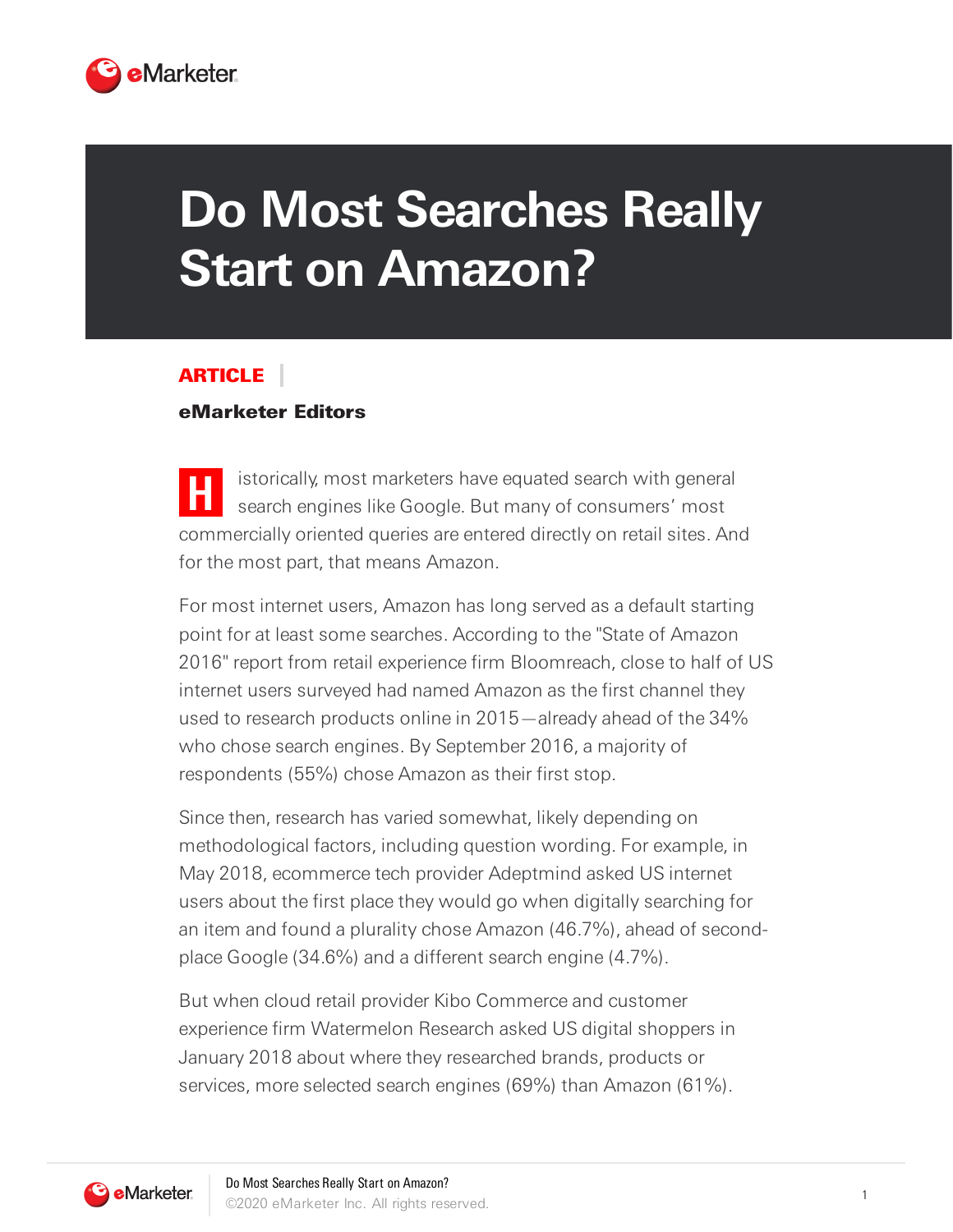# Do Most Searches Really Start on Amazon?

**ARTICLE**

**eMarketer Editors**

Historically, most marketers have equated search with general search engines like Google. But many of consumers' most commercially oriented queries are entered directly on retail sites. And for the most part, that means Amazon.

For most internet users, Amazon has long served as a default starting point for at least some searches. According to the "State of Amazon 2016" report from retail experience firm Bloomreach, close to half of US internet users surveyed had named Amazon as the first channel they used to research products online in 2015—already ahead of the 34% who chose search engines. By September 2016, a majority of respondents (55%) chose Amazon as their first stop.

Since then, research has varied somewhat, likely depending on methodological factors, including question wording. For example, in May 2018, ecommerce tech provider Adeptmind asked US internet users about the first place they would go when digitally searching for an item and found a plurality chose Amazon (46.7%), ahead of second-place Google (34.6%) and a different search engine (4.7%).

But when cloud retail provider Kibo Commerce and customer experience firm Watermelon Research asked US digital shoppers in January 2018 about where they researched brands, products or services, more selected search engines (69%) than Amazon (61%).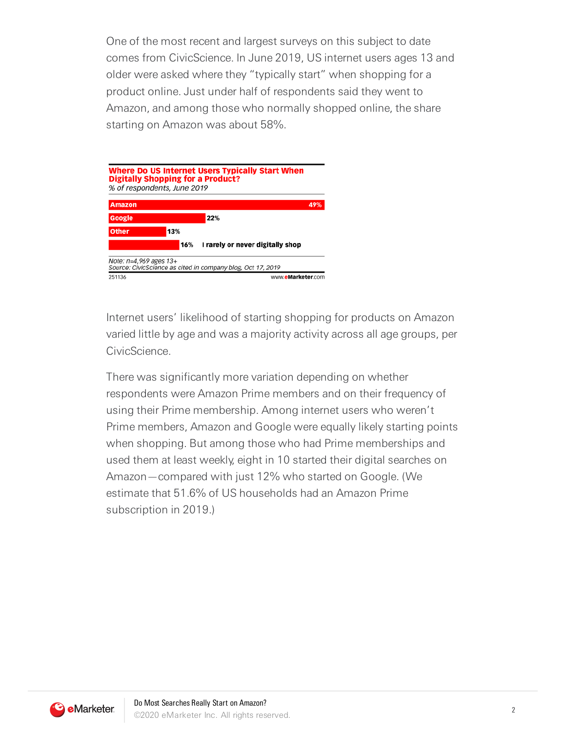One of the most recent and largest surveys on this subject to date comes from CivicScience. In June 2019, US internet users ages 13 and older were asked where they "typically start" when shopping for a product online. Just under half of respondents said they went to Amazon, and among those who normally shopped online, the share starting on Amazon was about 58%.

**Where Do US Internet Users Typically Start When Digitally Shopping for a Product?**
*% of respondents, June 2019*

| | % |
|---|---|
| Amazon | 49% |
| Google | 22% |
| Other | 13% |
| I rarely or never digitally shop | 16% |

*Note: n=4,969 ages 13+*
*Source: CivicScience as cited in company blog, Oct 17, 2019*
251136 www.eMarketer.com

Internet users' likelihood of starting shopping for products on Amazon varied little by age and was a majority activity across all age groups, per CivicScience.

There was significantly more variation depending on whether respondents were Amazon Prime members and on their frequency of using their Prime membership. Among internet users who weren't Prime members, Amazon and Google were equally likely starting points when shopping. But among those who had Prime memberships and used them at least weekly, eight in 10 started their digital searches on Amazon—compared with just 12% who started on Google. (We estimate that 51.6% of US households had an Amazon Prime subscription in 2019.)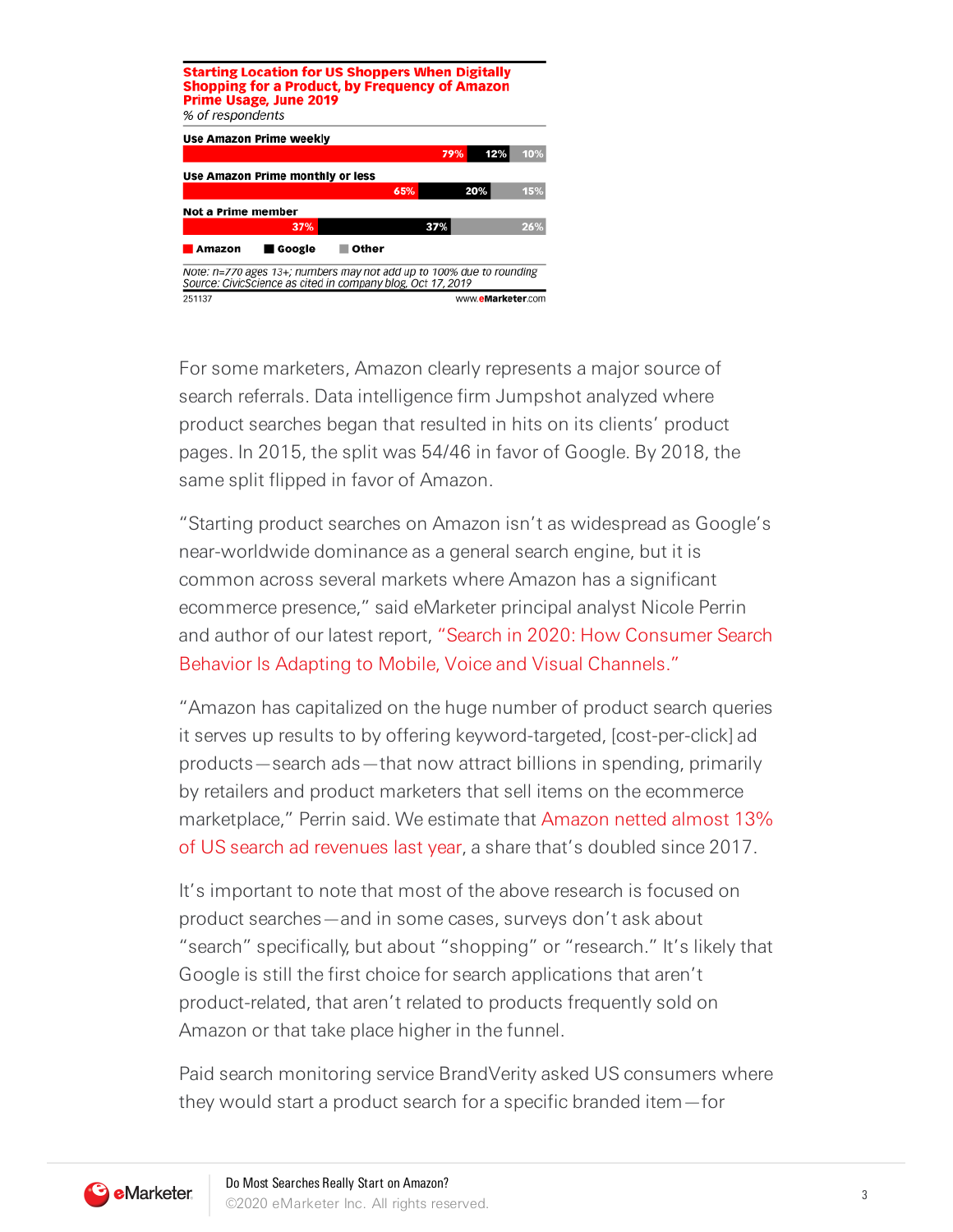**Starting Location for US Shoppers When Digitally Shopping for a Product, by Frequency of Amazon Prime Usage, June 2019**
*% of respondents*

| | Amazon | Google | Other |
|---|---|---|---|
| Use Amazon Prime weekly | 79% | 12% | 10% |
| Use Amazon Prime monthly or less | 65% | 20% | 15% |
| Not a Prime member | 37% | 37% | 26% |

*Note: n=770 ages 13+; numbers may not add up to 100% due to rounding*
*Source: CivicScience as cited in company blog, Oct 17, 2019*

251137 www.eMarketer.com

For some marketers, Amazon clearly represents a major source of search referrals. Data intelligence firm Jumpshot analyzed where product searches began that resulted in hits on its clients' product pages. In 2015, the split was 54/46 in favor of Google. By 2018, the same split flipped in favor of Amazon.

"Starting product searches on Amazon isn't as widespread as Google's near-worldwide dominance as a general search engine, but it is common across several markets where Amazon has a significant ecommerce presence," said eMarketer principal analyst Nicole Perrin and author of our latest report, "Search in 2020: How Consumer Search Behavior Is Adapting to Mobile, Voice and Visual Channels."

"Amazon has capitalized on the huge number of product search queries it serves up results to by offering keyword-targeted, [cost-per-click] ad products—search ads—that now attract billions in spending, primarily by retailers and product marketers that sell items on the ecommerce marketplace," Perrin said. We estimate that Amazon netted almost 13% of US search ad revenues last year, a share that's doubled since 2017.

It's important to note that most of the above research is focused on product searches—and in some cases, surveys don't ask about "search" specifically, but about "shopping" or "research." It's likely that Google is still the first choice for search applications that aren't product-related, that aren't related to products frequently sold on Amazon or that take place higher in the funnel.

Paid search monitoring service BrandVerity asked US consumers where they would start a product search for a specific branded item—for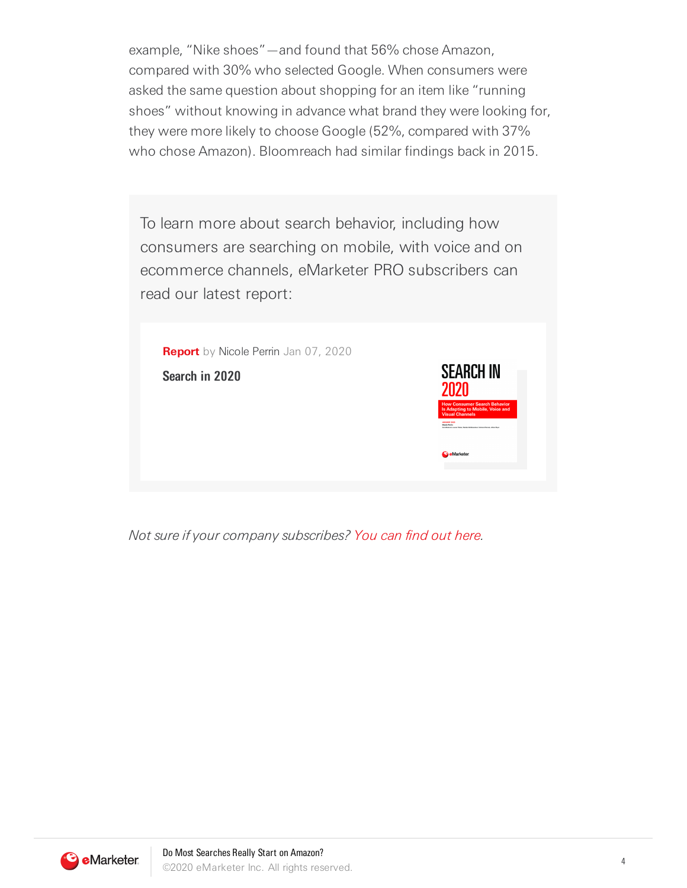example, “Nike shoes”—and found that 56% chose Amazon, compared with 30% who selected Google. When consumers were asked the same question about shopping for an item like “running shoes” without knowing in advance what brand they were looking for, they were more likely to choose Google (52%, compared with 37% who chose Amazon). Bloomreach had similar findings back in 2015.

To learn more about search behavior, including how consumers are searching on mobile, with voice and on ecommerce channels, eMarketer PRO subscribers can read our latest report:

**Report** by Nicole Perrin Jan 07, 2020

**Search in 2020**

*Not sure if your company subscribes? You can find out here.*